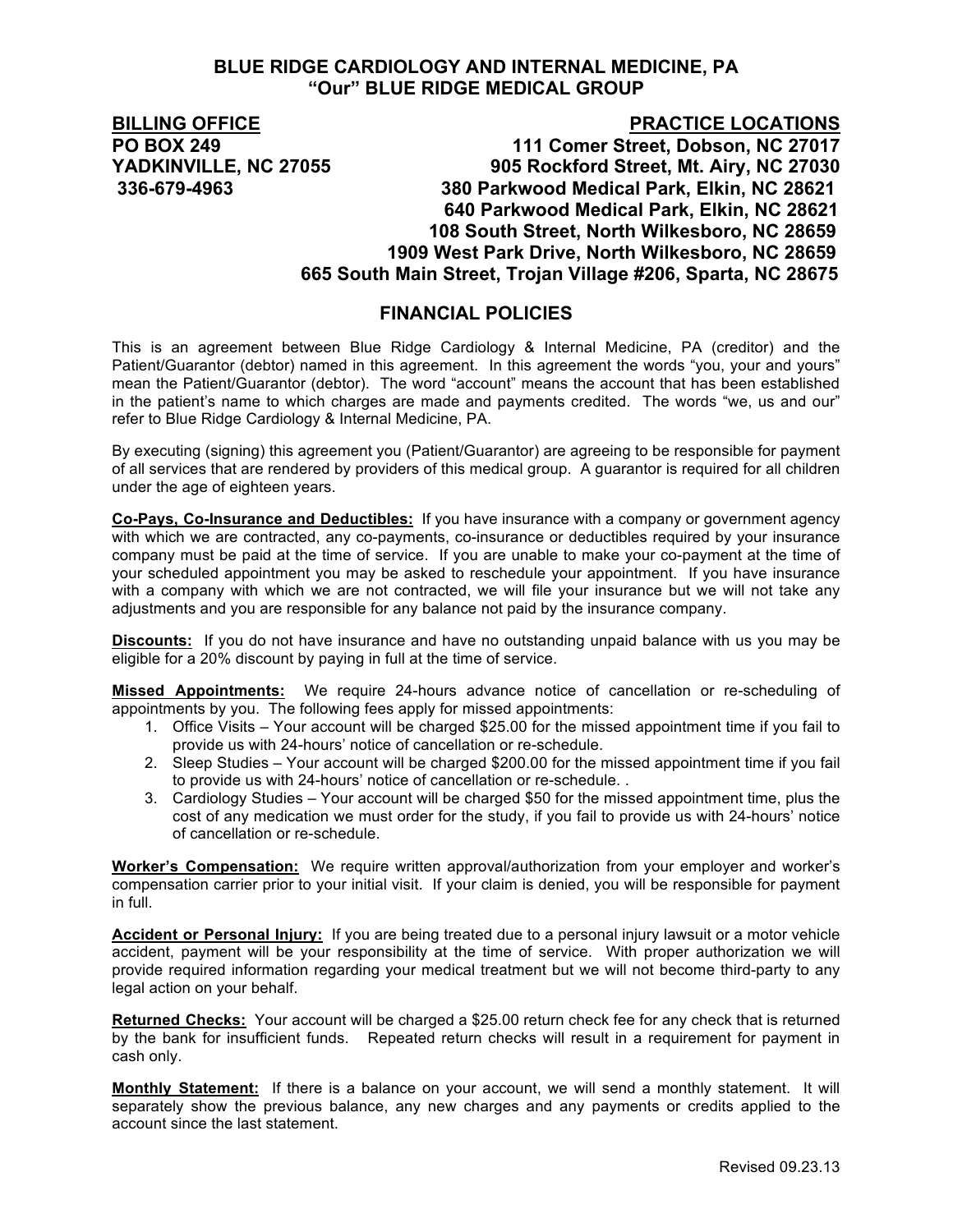# BLUE RIDGE CARDIOLOGY AND INTERNAL MEDICINE, PA
## "Our" BLUE RIDGE MEDICAL GROUP

**BILLING OFFICE**
**PO BOX 249**
**YADKINVILLE, NC 27055**
**336-679-4963**

**PRACTICE LOCATIONS**
**111 Comer Street, Dobson, NC 27017**
**905 Rockford Street, Mt. Airy, NC 27030**
**380 Parkwood Medical Park, Elkin, NC 28621**
**640 Parkwood Medical Park, Elkin, NC 28621**
**108 South Street, North Wilkesboro, NC 28659**
**1909 West Park Drive, North Wilkesboro, NC 28659**
**665 South Main Street, Trojan Village #206, Sparta, NC 28675**

## FINANCIAL POLICIES

This is an agreement between Blue Ridge Cardiology & Internal Medicine, PA (creditor) and the Patient/Guarantor (debtor) named in this agreement. In this agreement the words "you, your and yours" mean the Patient/Guarantor (debtor). The word "account" means the account that has been established in the patient's name to which charges are made and payments credited. The words "we, us and our" refer to Blue Ridge Cardiology & Internal Medicine, PA.

By executing (signing) this agreement you (Patient/Guarantor) are agreeing to be responsible for payment of all services that are rendered by providers of this medical group. A guarantor is required for all children under the age of eighteen years.

**Co-Pays, Co-Insurance and Deductibles:** If you have insurance with a company or government agency with which we are contracted, any co-payments, co-insurance or deductibles required by your insurance company must be paid at the time of service. If you are unable to make your co-payment at the time of your scheduled appointment you may be asked to reschedule your appointment. If you have insurance with a company with which we are not contracted, we will file your insurance but we will not take any adjustments and you are responsible for any balance not paid by the insurance company.

**Discounts:** If you do not have insurance and have no outstanding unpaid balance with us you may be eligible for a 20% discount by paying in full at the time of service.

**Missed Appointments:** We require 24-hours advance notice of cancellation or re-scheduling of appointments by you. The following fees apply for missed appointments:

1. Office Visits – Your account will be charged $25.00 for the missed appointment time if you fail to provide us with 24-hours' notice of cancellation or re-schedule.
2. Sleep Studies – Your account will be charged $200.00 for the missed appointment time if you fail to provide us with 24-hours' notice of cancellation or re-schedule. .
3. Cardiology Studies – Your account will be charged $50 for the missed appointment time, plus the cost of any medication we must order for the study, if you fail to provide us with 24-hours' notice of cancellation or re-schedule.

**Worker's Compensation:** We require written approval/authorization from your employer and worker's compensation carrier prior to your initial visit. If your claim is denied, you will be responsible for payment in full.

**Accident or Personal Injury:** If you are being treated due to a personal injury lawsuit or a motor vehicle accident, payment will be your responsibility at the time of service. With proper authorization we will provide required information regarding your medical treatment but we will not become third-party to any legal action on your behalf.

**Returned Checks:** Your account will be charged a $25.00 return check fee for any check that is returned by the bank for insufficient funds. Repeated return checks will result in a requirement for payment in cash only.

**Monthly Statement:** If there is a balance on your account, we will send a monthly statement. It will separately show the previous balance, any new charges and any payments or credits applied to the account since the last statement.

Revised 09.23.13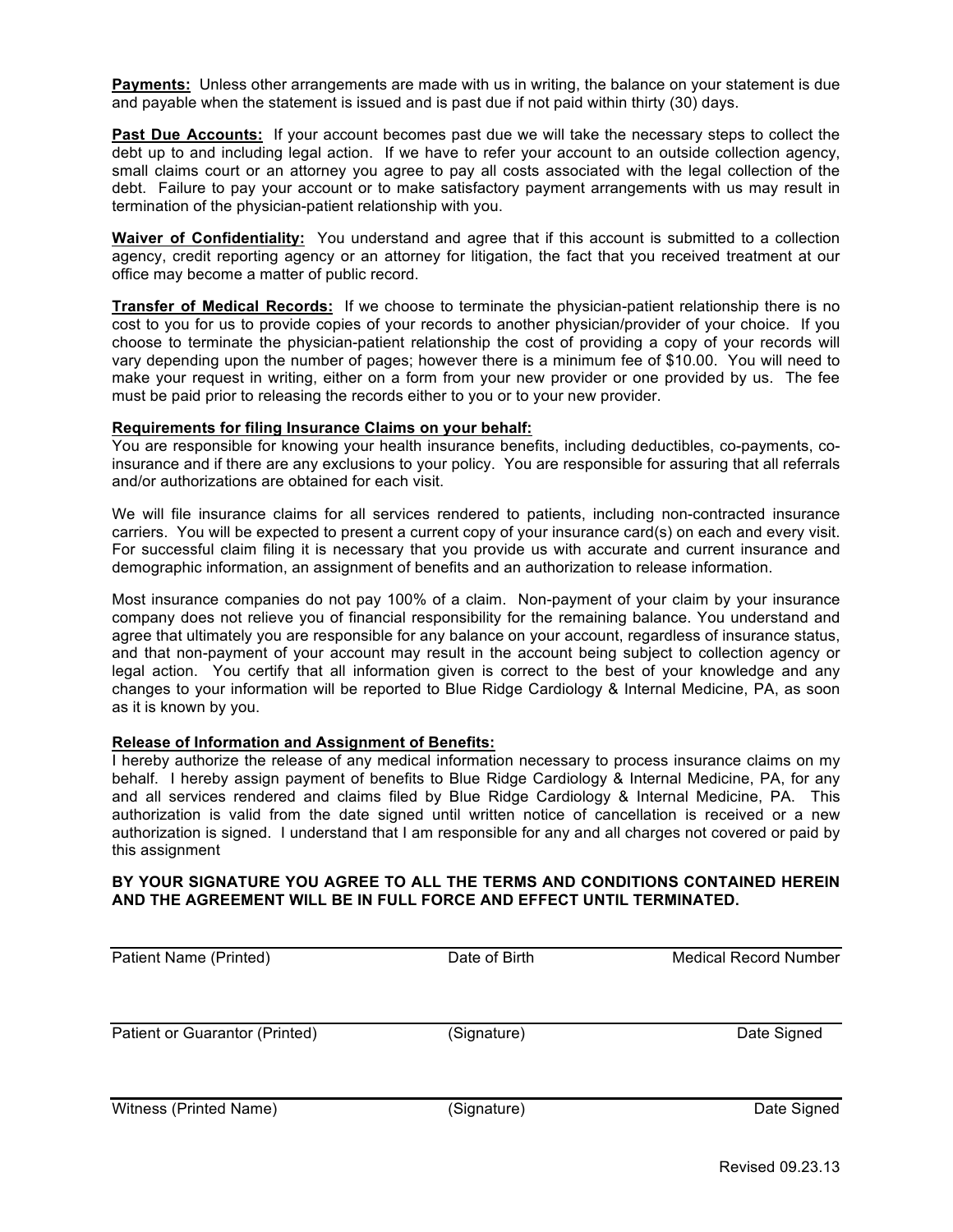**Payments:** Unless other arrangements are made with us in writing, the balance on your statement is due and payable when the statement is issued and is past due if not paid within thirty (30) days.

**Past Due Accounts:** If your account becomes past due we will take the necessary steps to collect the debt up to and including legal action. If we have to refer your account to an outside collection agency, small claims court or an attorney you agree to pay all costs associated with the legal collection of the debt. Failure to pay your account or to make satisfactory payment arrangements with us may result in termination of the physician-patient relationship with you.

**Waiver of Confidentiality:** You understand and agree that if this account is submitted to a collection agency, credit reporting agency or an attorney for litigation, the fact that you received treatment at our office may become a matter of public record.

**Transfer of Medical Records:** If we choose to terminate the physician-patient relationship there is no cost to you for us to provide copies of your records to another physician/provider of your choice. If you choose to terminate the physician-patient relationship the cost of providing a copy of your records will vary depending upon the number of pages; however there is a minimum fee of $10.00. You will need to make your request in writing, either on a form from your new provider or one provided by us. The fee must be paid prior to releasing the records either to you or to your new provider.

**Requirements for filing Insurance Claims on your behalf:**

You are responsible for knowing your health insurance benefits, including deductibles, co-payments, co-insurance and if there are any exclusions to your policy. You are responsible for assuring that all referrals and/or authorizations are obtained for each visit.

We will file insurance claims for all services rendered to patients, including non-contracted insurance carriers. You will be expected to present a current copy of your insurance card(s) on each and every visit. For successful claim filing it is necessary that you provide us with accurate and current insurance and demographic information, an assignment of benefits and an authorization to release information.

Most insurance companies do not pay 100% of a claim. Non-payment of your claim by your insurance company does not relieve you of financial responsibility for the remaining balance. You understand and agree that ultimately you are responsible for any balance on your account, regardless of insurance status, and that non-payment of your account may result in the account being subject to collection agency or legal action. You certify that all information given is correct to the best of your knowledge and any changes to your information will be reported to Blue Ridge Cardiology & Internal Medicine, PA, as soon as it is known by you.

**Release of Information and Assignment of Benefits:**

I hereby authorize the release of any medical information necessary to process insurance claims on my behalf. I hereby assign payment of benefits to Blue Ridge Cardiology & Internal Medicine, PA, for any and all services rendered and claims filed by Blue Ridge Cardiology & Internal Medicine, PA. This authorization is valid from the date signed until written notice of cancellation is received or a new authorization is signed. I understand that I am responsible for any and all charges not covered or paid by this assignment

**BY YOUR SIGNATURE YOU AGREE TO ALL THE TERMS AND CONDITIONS CONTAINED HEREIN AND THE AGREEMENT WILL BE IN FULL FORCE AND EFFECT UNTIL TERMINATED.**

| | | |
|---|---|---|
| Patient Name (Printed) | Date of Birth | Medical Record Number |
| Patient or Guarantor (Printed) | (Signature) | Date Signed |
| Witness (Printed Name) | (Signature) | Date Signed |

Revised 09.23.13